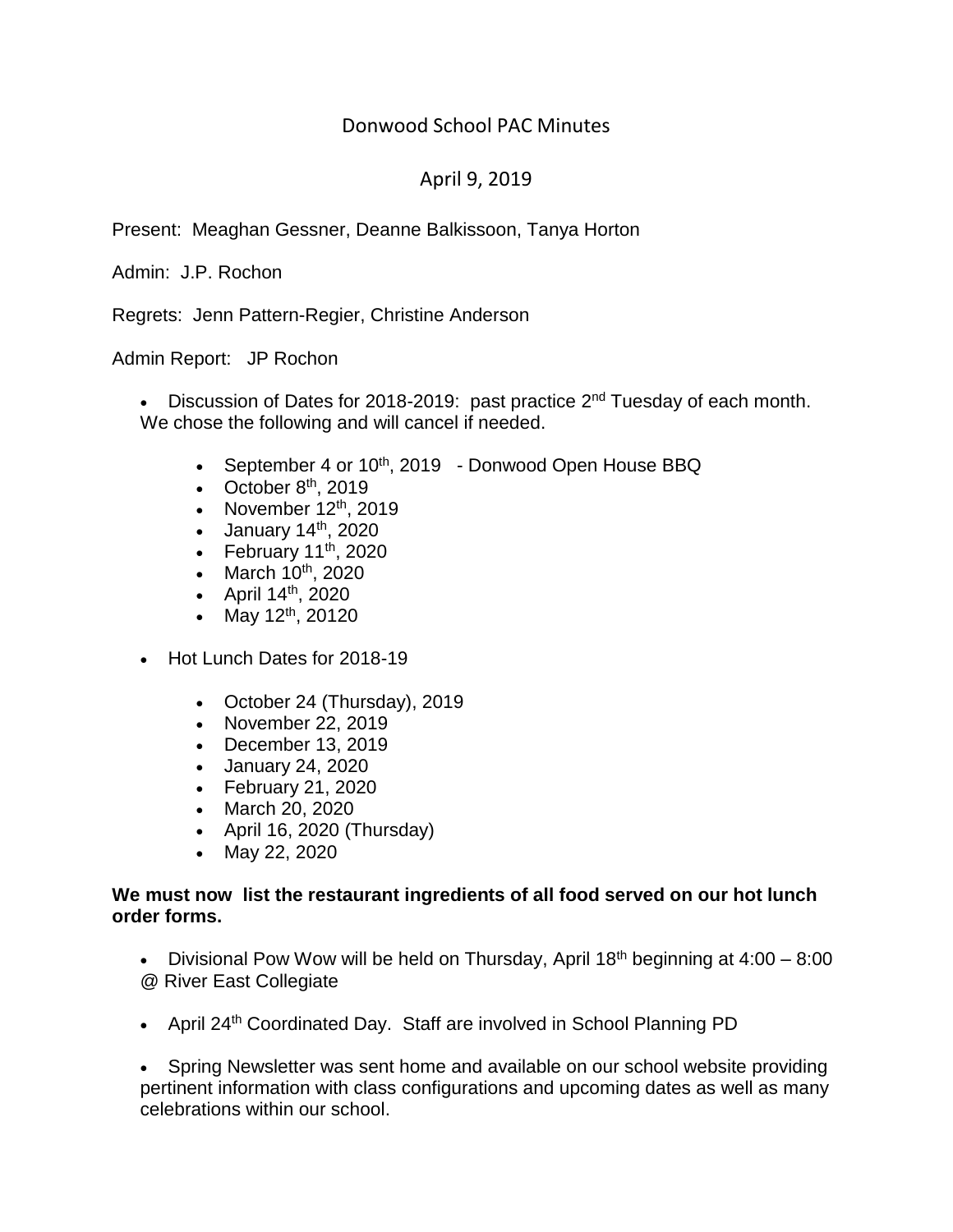# Donwood School PAC Minutes

## April 9, 2019

Present: Meaghan Gessner, Deanne Balkissoon, Tanya Horton

Admin: J.P. Rochon

Regrets: Jenn Pattern-Regier, Christine Anderson

Admin Report: JP Rochon

- Discussion of Dates for 2018-2019: past practice 2nd Tuesday of each month. We chose the following and will cancel if needed.
  - September 4 or 10th, 2019 - Donwood Open House BBQ
  - October 8th, 2019
  - November 12th, 2019
  - January 14th, 2020
  - February 11th, 2020
  - March 10th, 2020
  - April 14th, 2020
  - May 12th, 20120

- Hot Lunch Dates for 2018-19
  - October 24 (Thursday), 2019
  - November 22, 2019
  - December 13, 2019
  - January 24, 2020
  - February 21, 2020
  - March 20, 2020
  - April 16, 2020 (Thursday)
  - May 22, 2020

**We must now list the restaurant ingredients of all food served on our hot lunch order forms.**

- Divisional Pow Wow will be held on Thursday, April 18th beginning at 4:00 – 8:00 @ River East Collegiate

- April 24th Coordinated Day. Staff are involved in School Planning PD

- Spring Newsletter was sent home and available on our school website providing pertinent information with class configurations and upcoming dates as well as many celebrations within our school.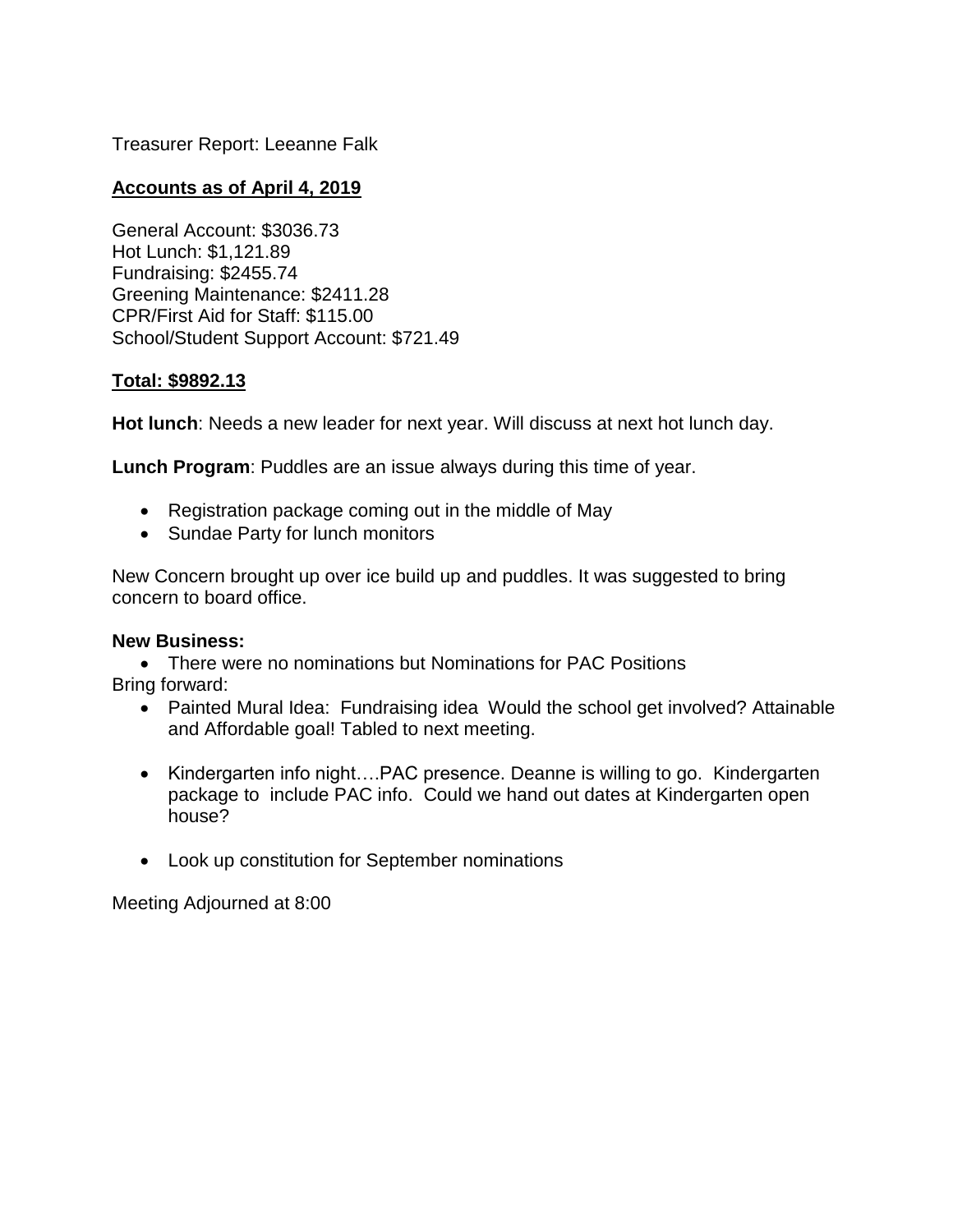Treasurer Report: Leeanne Falk

**Accounts as of April 4, 2019**

General Account: $3036.73
Hot Lunch: $1,121.89
Fundraising: $2455.74
Greening Maintenance: $2411.28
CPR/First Aid for Staff: $115.00
School/Student Support Account: $721.49

**Total: $9892.13**

**Hot lunch**: Needs a new leader for next year. Will discuss at next hot lunch day.

**Lunch Program**: Puddles are an issue always during this time of year.

- Registration package coming out in the middle of May
- Sundae Party for lunch monitors

New Concern brought up over ice build up and puddles. It was suggested to bring concern to board office.

**New Business:**

- There were no nominations but Nominations for PAC Positions

Bring forward:

- Painted Mural Idea: Fundraising idea Would the school get involved? Attainable and Affordable goal! Tabled to next meeting.
- Kindergarten info night….PAC presence. Deanne is willing to go. Kindergarten package to include PAC info. Could we hand out dates at Kindergarten open house?
- Look up constitution for September nominations

Meeting Adjourned at 8:00